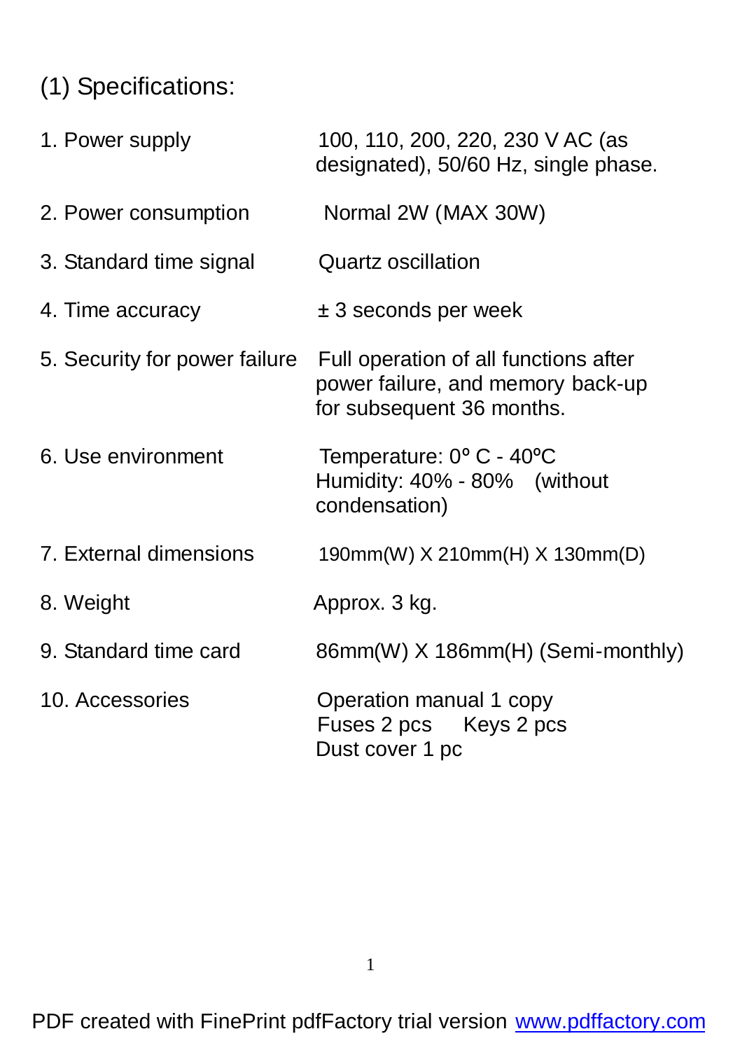## (1) Specifications:

| | |
|---|---|
| 1. Power supply | 100, 110, 200, 220, 230 V AC (as designated), 50/60 Hz, single phase. |
| 2. Power consumption | Normal 2W (MAX 30W) |
| 3. Standard time signal | Quartz oscillation |
| 4. Time accuracy | ± 3 seconds per week |
| 5. Security for power failure | Full operation of all functions after power failure, and memory back-up for subsequent 36 months. |
| 6. Use environment | Temperature: 0º C - 40ºC<br>Humidity: 40% - 80% (without condensation) |
| 7. External dimensions | 190mm(W) X 210mm(H) X 130mm(D) |
| 8. Weight | Approx. 3 kg. |
| 9. Standard time card | 86mm(W) X 186mm(H) (Semi-monthly) |
| 10. Accessories | Operation manual 1 copy<br>Fuses 2 pcs Keys 2 pcs<br>Dust cover 1 pc |

PDF created with FinePrint pdfFactory trial version www.pdffactory.com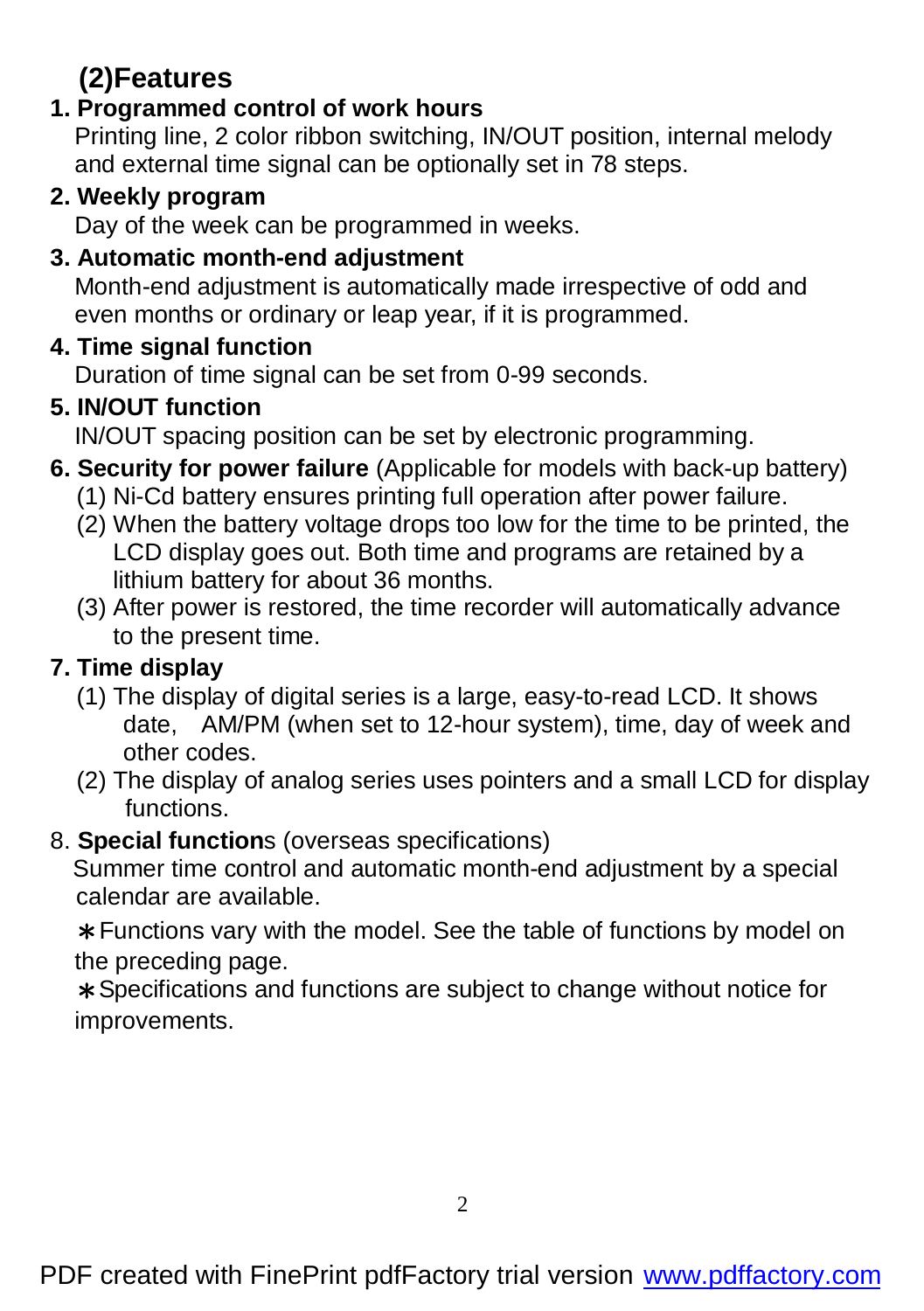## (2)Features

**1. Programmed control of work hours**

Printing line, 2 color ribbon switching, IN/OUT position, internal melody and external time signal can be optionally set in 78 steps.

**2. Weekly program**

Day of the week can be programmed in weeks.

**3. Automatic month-end adjustment**

Month-end adjustment is automatically made irrespective of odd and even months or ordinary or leap year, if it is programmed.

**4. Time signal function**

Duration of time signal can be set from 0-99 seconds.

**5. IN/OUT function**

IN/OUT spacing position can be set by electronic programming.

**6. Security for power failure** (Applicable for models with back-up battery)

(1) Ni-Cd battery ensures printing full operation after power failure.

(2) When the battery voltage drops too low for the time to be printed, the LCD display goes out. Both time and programs are retained by a lithium battery for about 36 months.

(3) After power is restored, the time recorder will automatically advance to the present time.

**7. Time display**

(1) The display of digital series is a large, easy-to-read LCD. It shows date, AM/PM (when set to 12-hour system), time, day of week and other codes.

(2) The display of analog series uses pointers and a small LCD for display functions.

8. **Special function**s (overseas specifications)

Summer time control and automatic month-end adjustment by a special calendar are available.

＊Functions vary with the model. See the table of functions by model on the preceding page.

＊Specifications and functions are subject to change without notice for improvements.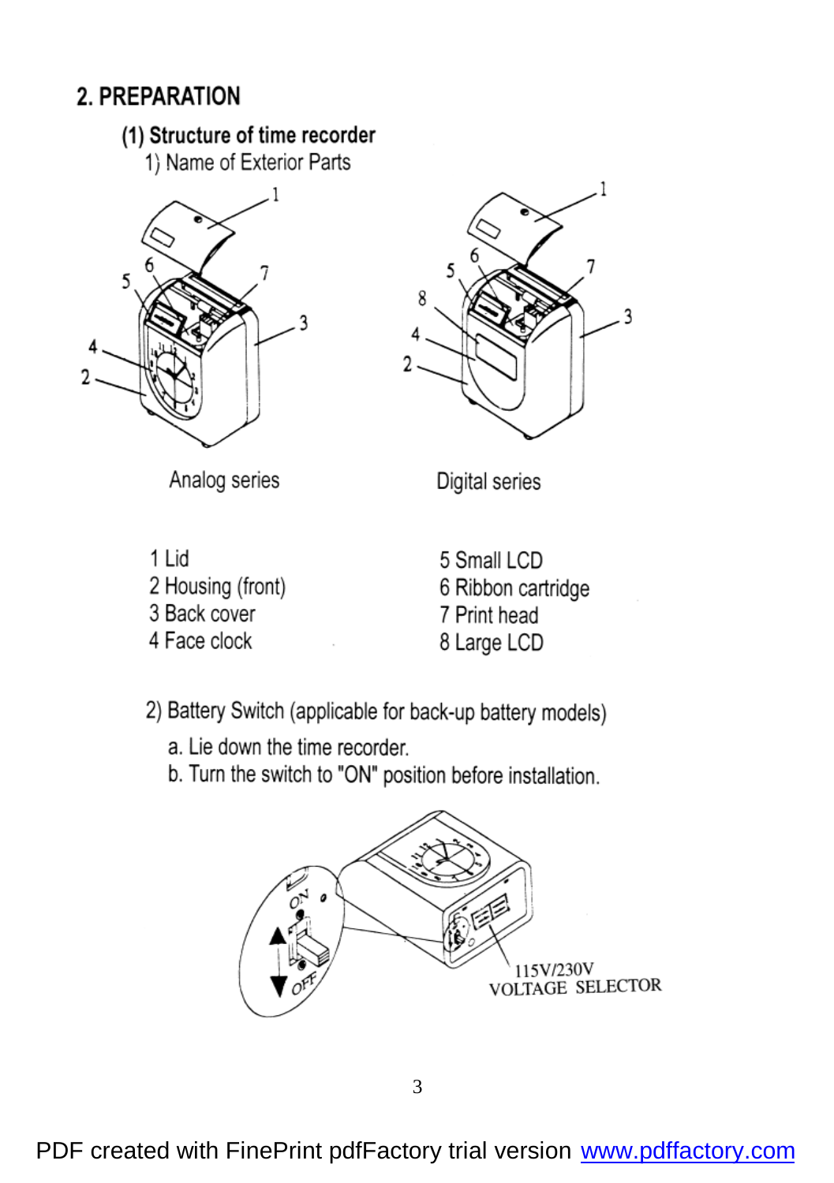## 2. PREPARATION

### (1) Structure of time recorder

1) Name of Exterior Parts

Analog series

Digital series

1 Lid
2 Housing (front)
3 Back cover
4 Face clock
5 Small LCD
6 Ribbon cartridge
7 Print head
8 Large LCD

2) Battery Switch (applicable for back-up battery models)

a. Lie down the time recorder.
b. Turn the switch to "ON" position before installation.

ON
OFF
115V/230V
VOLTAGE SELECTOR

PDF created with FinePrint pdfFactory trial version www.pdffactory.com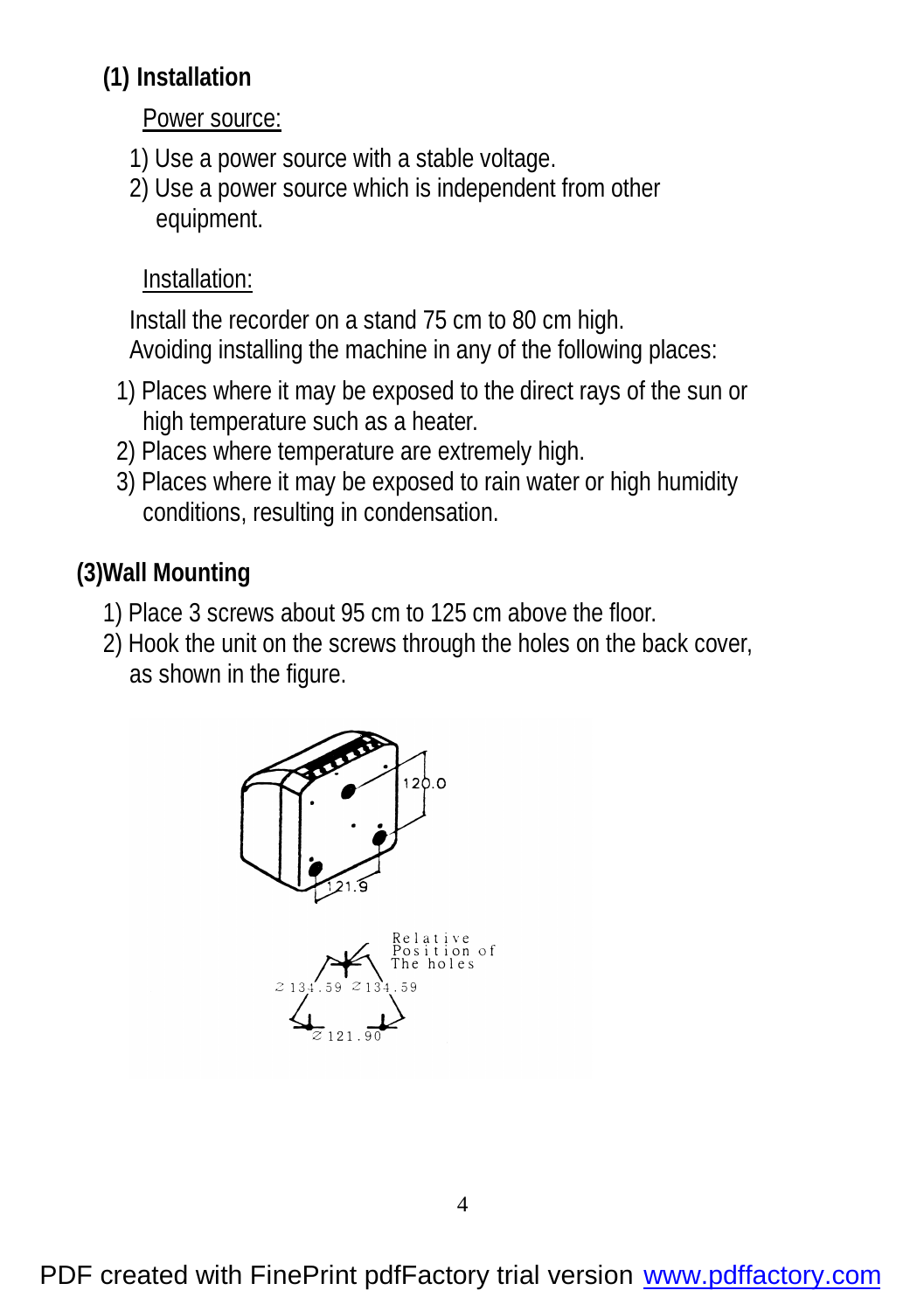## (1) Installation

Power source:

1) Use a power source with a stable voltage.
2) Use a power source which is independent from other equipment.

Installation:

Install the recorder on a stand 75 cm to 80 cm high.
Avoiding installing the machine in any of the following places:

1) Places where it may be exposed to the direct rays of the sun or high temperature such as a heater.
2) Places where temperature are extremely high.
3) Places where it may be exposed to rain water or high humidity conditions, resulting in condensation.

## (3)Wall Mounting

1) Place 3 screws about 95 cm to 125 cm above the floor.
2) Hook the unit on the screws through the holes on the back cover, as shown in the figure.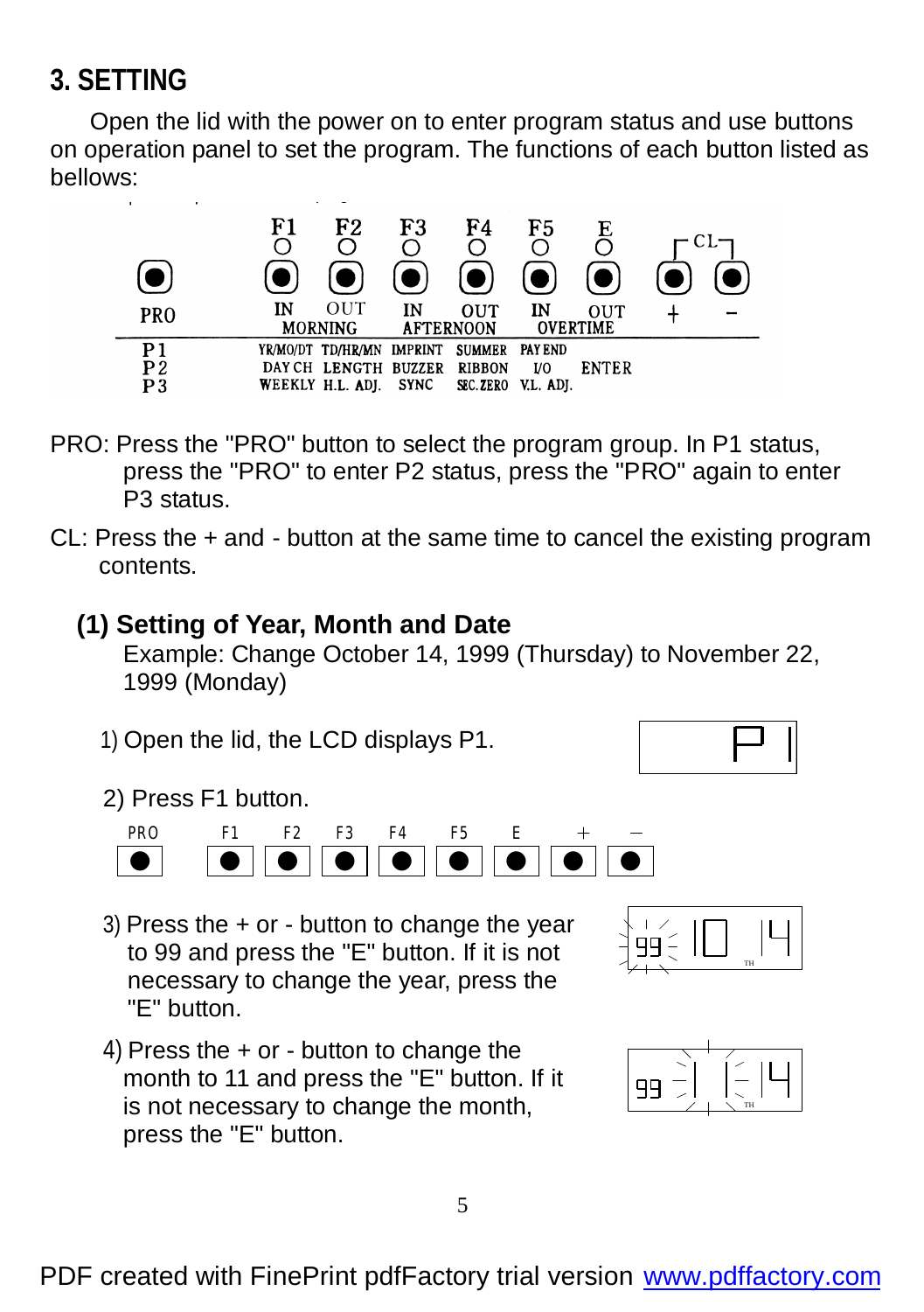## 3. SETTING

Open the lid with the power on to enter program status and use buttons on operation panel to set the program. The functions of each button listed as bellows:

| | F1 | F2 | F3 | F4 | F5 | E | + | - |
|---|---|---|---|---|---|---|---|---|
| PRO | IN | OUT | IN | OUT | IN | OUT | + | − |
| | MORNING | | AFTERNOON | | OVERTIME | | CL | |
| P1 | YR/MO/DT | TD/HR/MN | IMPRINT | SUMMER | PAY END | | | |
| P2 | DAY CH | LENGTH | BUZZER | RIBBON | I/O | ENTER | | |
| P3 | WEEKLY | H.L. ADJ. | SYNC | SEC.ZERO | V.L. ADJ. | | | |

PRO: Press the "PRO" button to select the program group. In P1 status, press the "PRO" to enter P2 status, press the "PRO" again to enter P3 status.

CL: Press the + and - button at the same time to cancel the existing program contents.

### (1) Setting of Year, Month and Date

Example: Change October 14, 1999 (Thursday) to November 22, 1999 (Monday)

1) Open the lid, the LCD displays P1.

P 1

2) Press F1 button.

PRO F1 F2 F3 F4 F5 E + −

3) Press the + or - button to change the year to 99 and press the "E" button. If it is not necessary to change the year, press the "E" button.

99 10 14 TH

4) Press the + or - button to change the month to 11 and press the "E" button. If it is not necessary to change the month, press the "E" button.

99 11 14 TH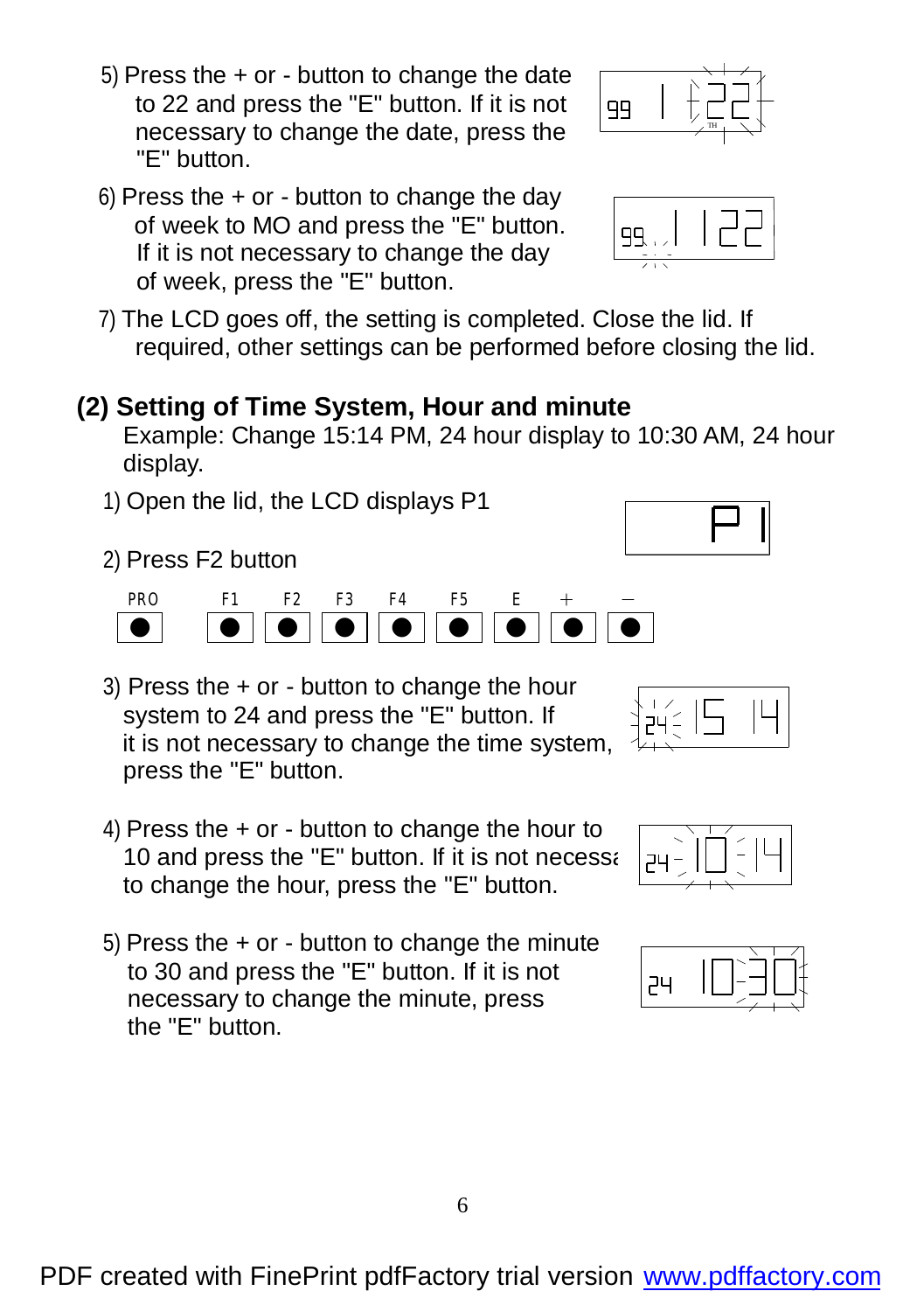5) Press the + or - button to change the date to 22 and press the "E" button. If it is not necessary to change the date, press the "E" button.

6) Press the + or - button to change the day of week to MO and press the "E" button. If it is not necessary to change the day of week, press the "E" button.

7) The LCD goes off, the setting is completed. Close the lid. If required, other settings can be performed before closing the lid.

## (2) Setting of Time System, Hour and minute

Example: Change 15:14 PM, 24 hour display to 10:30 AM, 24 hour display.

1) Open the lid, the LCD displays P1

2) Press F2 button

| PRO | F1 | F2 | F3 | F4 | F5 | E | + | − |
|---|---|---|---|---|---|---|---|---|
| ● | ● | ● | ● | ● | ● | ● | ● | ● |

3) Press the + or - button to change the hour system to 24 and press the "E" button. If it is not necessary to change the time system, press the "E" button.

4) Press the + or - button to change the hour to 10 and press the "E" button. If it is not necessa to change the hour, press the "E" button.

5) Press the + or - button to change the minute to 30 and press the "E" button. If it is not necessary to change the minute, press the "E" button.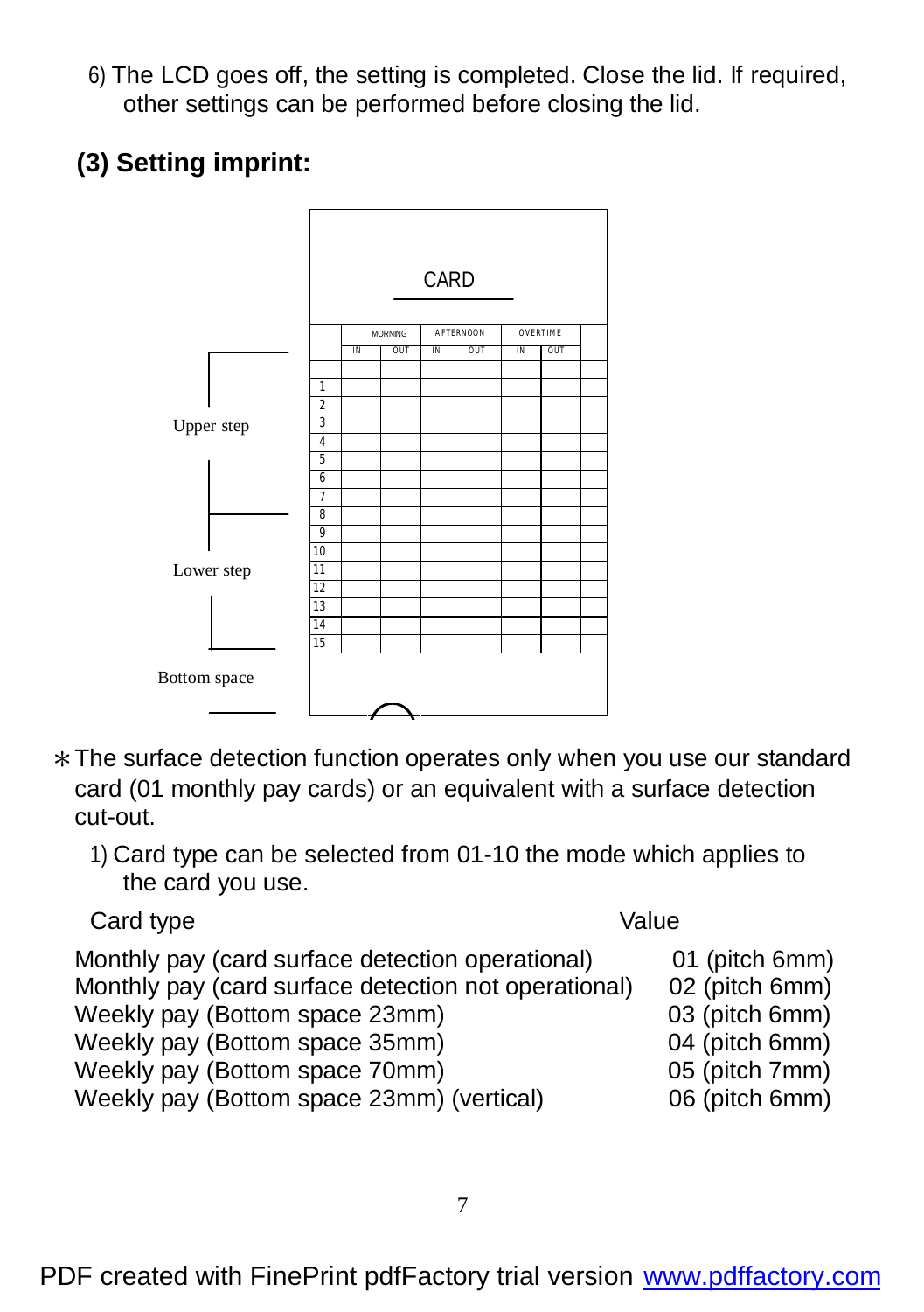6) The LCD goes off, the setting is completed. Close the lid. If required, other settings can be performed before closing the lid.

## (3) Setting imprint:

CARD

| | MORNING | | AFTERNOON | | OVERTIME | | |
|---|---|---|---|---|---|---|---|
| | IN | OUT | IN | OUT | IN | OUT | |
| 1 | | | | | | | |
| 2 | | | | | | | |
| 3 | | | | | | | |
| 4 | | | | | | | |
| 5 | | | | | | | |
| 6 | | | | | | | |
| 7 | | | | | | | |
| 8 | | | | | | | |
| 9 | | | | | | | |
| 10 | | | | | | | |
| 11 | | | | | | | |
| 12 | | | | | | | |
| 13 | | | | | | | |
| 14 | | | | | | | |
| 15 | | | | | | | |

Upper step

Lower step

Bottom space

∗The surface detection function operates only when you use our standard card (01 monthly pay cards) or an equivalent with a surface detection cut-out.

1) Card type can be selected from 01-10 the mode which applies to the card you use.

| Card type | Value |
|---|---|
| Monthly pay (card surface detection operational) | 01 (pitch 6mm) |
| Monthly pay (card surface detection not operational) | 02 (pitch 6mm) |
| Weekly pay (Bottom space 23mm) | 03 (pitch 6mm) |
| Weekly pay (Bottom space 35mm) | 04 (pitch 6mm) |
| Weekly pay (Bottom space 70mm) | 05 (pitch 7mm) |
| Weekly pay (Bottom space 23mm) (vertical) | 06 (pitch 6mm) |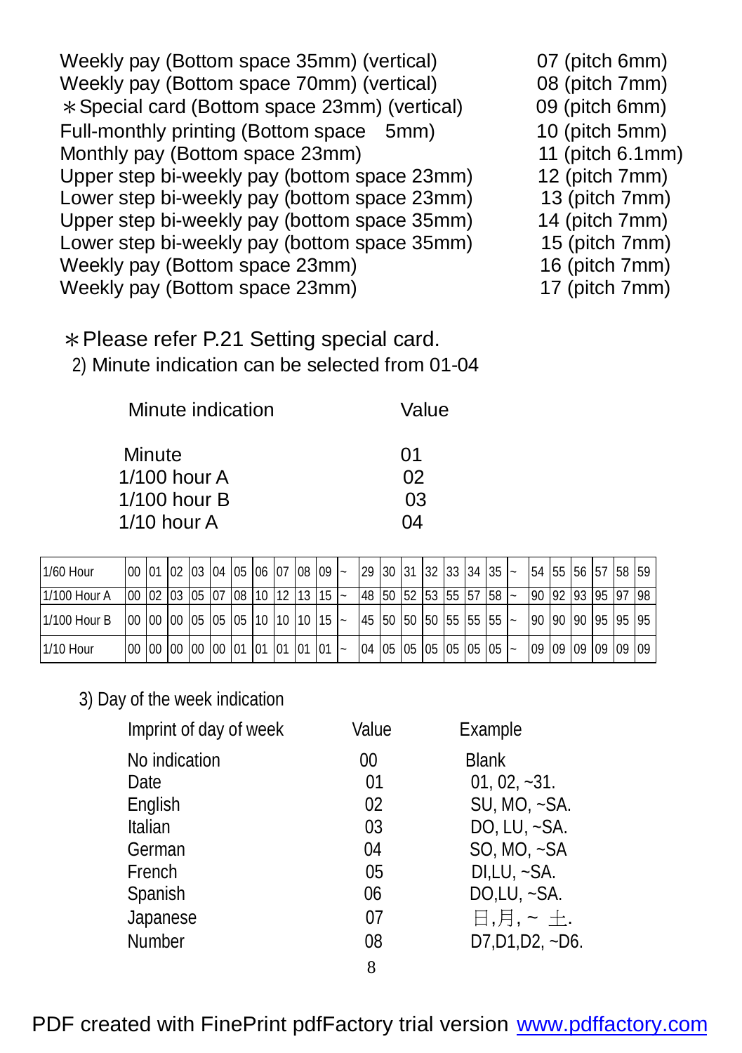| | |
|---|---|
| Weekly pay (Bottom space 35mm) (vertical) | 07 (pitch 6mm) |
| Weekly pay (Bottom space 70mm) (vertical) | 08 (pitch 7mm) |
| ＊Special card (Bottom space 23mm) (vertical) | 09 (pitch 6mm) |
| Full-monthly printing (Bottom space 5mm) | 10 (pitch 5mm) |
| Monthly pay (Bottom space 23mm) | 11 (pitch 6.1mm) |
| Upper step bi-weekly pay (bottom space 23mm) | 12 (pitch 7mm) |
| Lower step bi-weekly pay (bottom space 23mm) | 13 (pitch 7mm) |
| Upper step bi-weekly pay (bottom space 35mm) | 14 (pitch 7mm) |
| Lower step bi-weekly pay (bottom space 35mm) | 15 (pitch 7mm) |
| Weekly pay (Bottom space 23mm) | 16 (pitch 7mm) |
| Weekly pay (Bottom space 23mm) | 17 (pitch 7mm) |

＊Please refer P.21 Setting special card.

2) Minute indication can be selected from 01-04

| Minute indication | Value |
|---|---|
| Minute | 01 |
| 1/100 hour A | 02 |
| 1/100 hour B | 03 |
| 1/10 hour A | 04 |

| 1/60 Hour | 00 | 01 | 02 | 03 | 04 | 05 | 06 | 07 | 08 | 09 | ~ | 29 | 30 | 31 | 32 | 33 | 34 | 35 | ~ | 54 | 55 | 56 | 57 | 58 | 59 |
|---|---|---|---|---|---|---|---|---|---|---|---|---|---|---|---|---|---|---|---|---|---|---|---|---|---|
| 1/100 Hour A | 00 | 02 | 03 | 05 | 07 | 08 | 10 | 12 | 13 | 15 | ~ | 48 | 50 | 52 | 53 | 55 | 57 | 58 | ~ | 90 | 92 | 93 | 95 | 97 | 98 |
| 1/100 Hour B | 00 | 00 | 00 | 05 | 05 | 05 | 10 | 10 | 10 | 15 | ~ | 45 | 50 | 50 | 50 | 55 | 55 | 55 | ~ | 90 | 90 | 90 | 95 | 95 | 95 |
| 1/10 Hour | 00 | 00 | 00 | 00 | 00 | 01 | 01 | 01 | 01 | 01 | ~ | 04 | 05 | 05 | 05 | 05 | 05 | 05 | ~ | 09 | 09 | 09 | 09 | 09 | 09 |

3) Day of the week indication

| Imprint of day of week | Value | Example |
|---|---|---|
| No indication | 00 | Blank |
| Date | 01 | 01, 02, ~31. |
| English | 02 | SU, MO, ~SA. |
| Italian | 03 | DO, LU, ~SA. |
| German | 04 | SO, MO, ~SA |
| French | 05 | DI,LU, ~SA. |
| Spanish | 06 | DO,LU, ~SA. |
| Japanese | 07 | 日,月, ~ 土. |
| Number | 08 | D7,D1,D2, ~D6. |

PDF created with FinePrint pdfFactory trial version www.pdffactory.com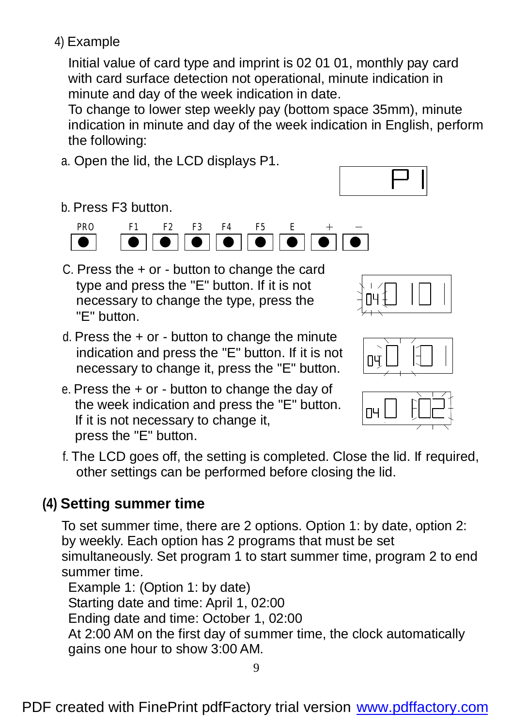4) Example

Initial value of card type and imprint is 02 01 01, monthly pay card with card surface detection not operational, minute indication in minute and day of the week indication in date.
To change to lower step weekly pay (bottom space 35mm), minute indication in minute and day of the week indication in English, perform the following:

a. Open the lid, the LCD displays P1.

P1

b. Press F3 button.

PRO F1 F2 F3 F4 F5 E + −

c. Press the + or - button to change the card type and press the "E" button. If it is not necessary to change the type, press the "E" button.

04 0 10 1

d. Press the + or - button to change the minute indication and press the "E" button. If it is not necessary to change it, press the "E" button.

04 0 10 1

e. Press the + or - button to change the day of the week indication and press the "E" button. If it is not necessary to change it, press the "E" button.

04 0 102

f. The LCD goes off, the setting is completed. Close the lid. If required, other settings can be performed before closing the lid.

## (4) Setting summer time

To set summer time, there are 2 options. Option 1: by date, option 2: by weekly. Each option has 2 programs that must be set simultaneously. Set program 1 to start summer time, program 2 to end summer time.

Example 1: (Option 1: by date)
Starting date and time: April 1, 02:00
Ending date and time: October 1, 02:00
At 2:00 AM on the first day of summer time, the clock automatically gains one hour to show 3:00 AM.

PDF created with FinePrint pdfFactory trial version www.pdffactory.com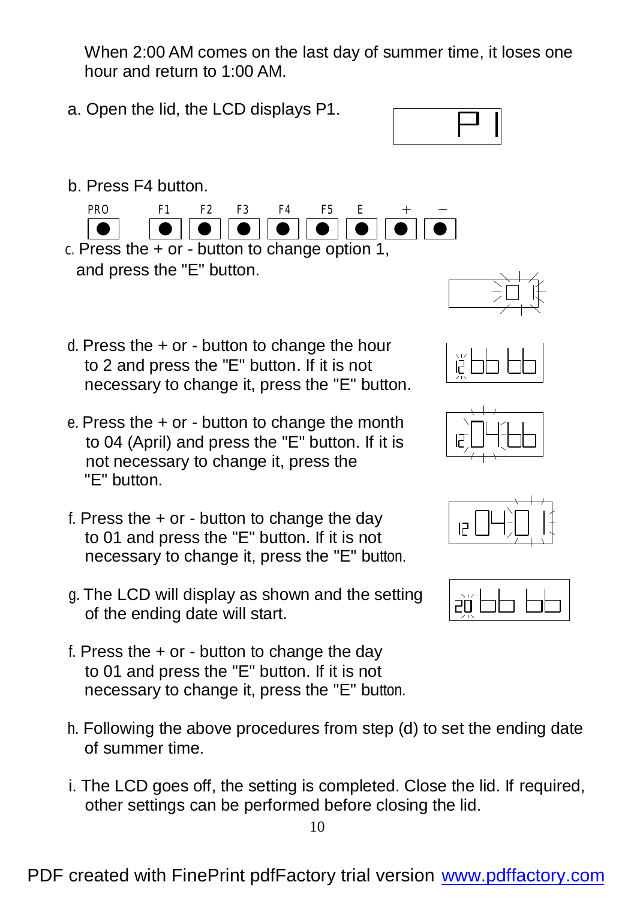When 2:00 AM comes on the last day of summer time, it loses one hour and return to 1:00 AM.

a. Open the lid, the LCD displays P1.

b. Press F4 button.

PRO F1 F2 F3 F4 F5 E + –

c. Press the + or - button to change option 1, and press the "E" button.

d. Press the + or - button to change the hour to 2 and press the "E" button. If it is not necessary to change it, press the "E" button.

e. Press the + or - button to change the month to 04 (April) and press the "E" button. If it is not necessary to change it, press the "E" button.

f. Press the + or - button to change the day to 01 and press the "E" button. If it is not necessary to change it, press the "E" button.

g. The LCD will display as shown and the setting of the ending date will start.

f. Press the + or - button to change the day to 01 and press the "E" button. If it is not necessary to change it, press the "E" button.

h. Following the above procedures from step (d) to set the ending date of summer time.

i. The LCD goes off, the setting is completed. Close the lid. If required, other settings can be performed before closing the lid.

PDF created with FinePrint pdfFactory trial version www.pdffactory.com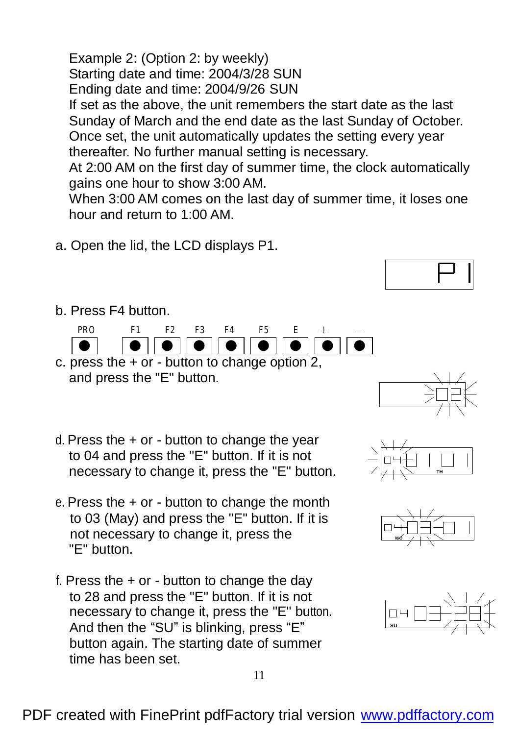Example 2: (Option 2: by weekly)
Starting date and time: 2004/3/28 SUN
Ending date and time: 2004/9/26 SUN
If set as the above, the unit remembers the start date as the last Sunday of March and the end date as the last Sunday of October. Once set, the unit automatically updates the setting every year thereafter. No further manual setting is necessary.
At 2:00 AM on the first day of summer time, the clock automatically gains one hour to show 3:00 AM.
When 3:00 AM comes on the last day of summer time, it loses one hour and return to 1:00 AM.

a. Open the lid, the LCD displays P1.

P 1

b. Press F4 button.

PRO F1 F2 F3 F4 F5 E + –

c. press the + or - button to change option 2, and press the "E" button.

02

d. Press the + or - button to change the year to 04 and press the "E" button. If it is not necessary to change it, press the "E" button.

04 1 0 TH

e. Press the + or - button to change the month to 03 (May) and press the "E" button. If it is not necessary to change it, press the "E" button.

04 03 1 MO

f. Press the + or - button to change the day to 28 and press the "E" button. If it is not necessary to change it, press the "E" button. And then the "SU" is blinking, press "E" button again. The starting date of summer time has been set.

04 03 28 SU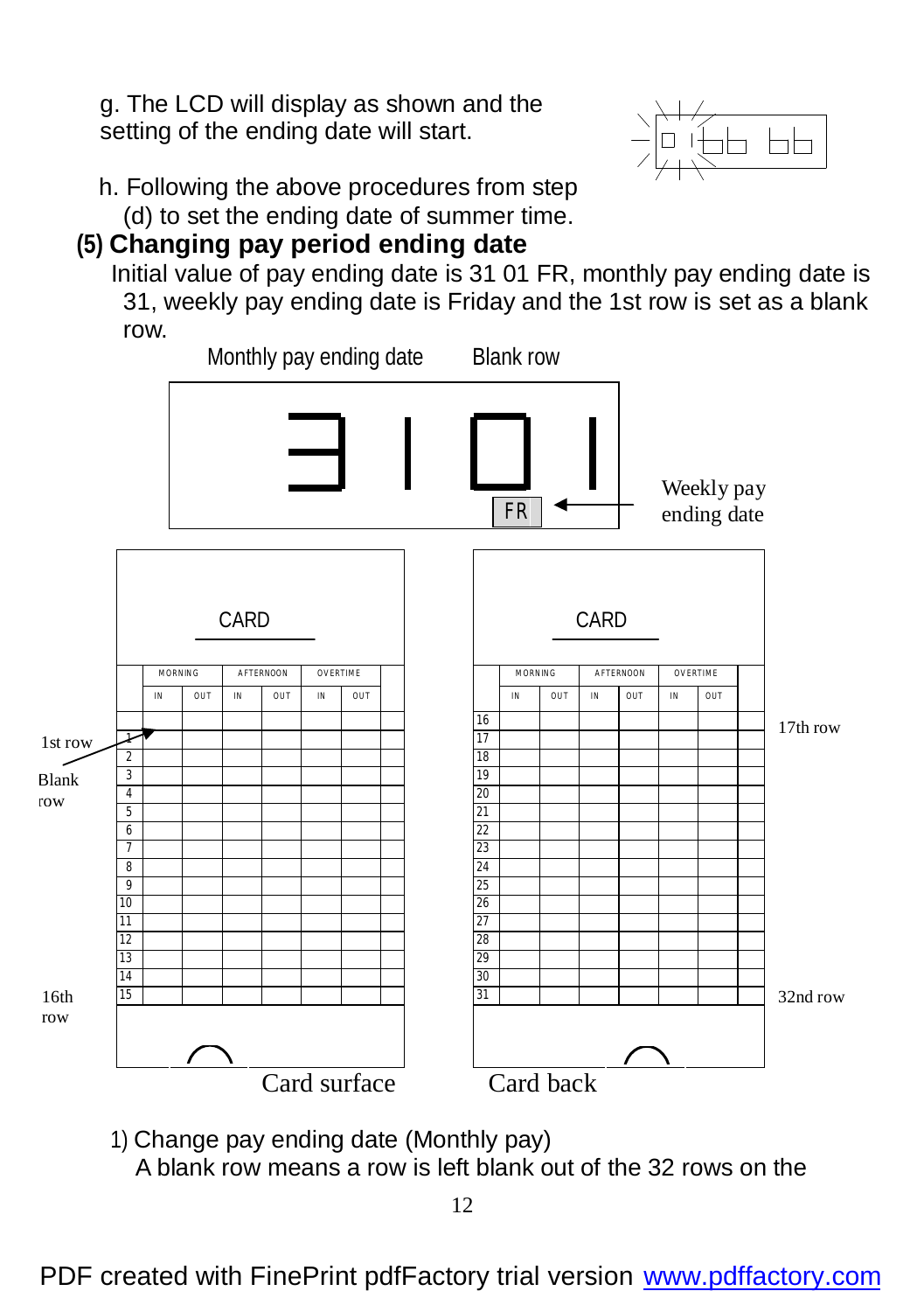g. The LCD will display as shown and the setting of the ending date will start.

h. Following the above procedures from step (d) to set the ending date of summer time.

## (5) Changing pay period ending date

Initial value of pay ending date is 31 01 FR, monthly pay ending date is 31, weekly pay ending date is Friday and the 1st row is set as a blank row.

Monthly pay ending date    Blank row

31 01 FR

Weekly pay ending date

1st row    Blank row

16th row

17th row

32nd row

Card surface    Card back

1) Change pay ending date (Monthly pay)

A blank row means a row is left blank out of the 32 rows on the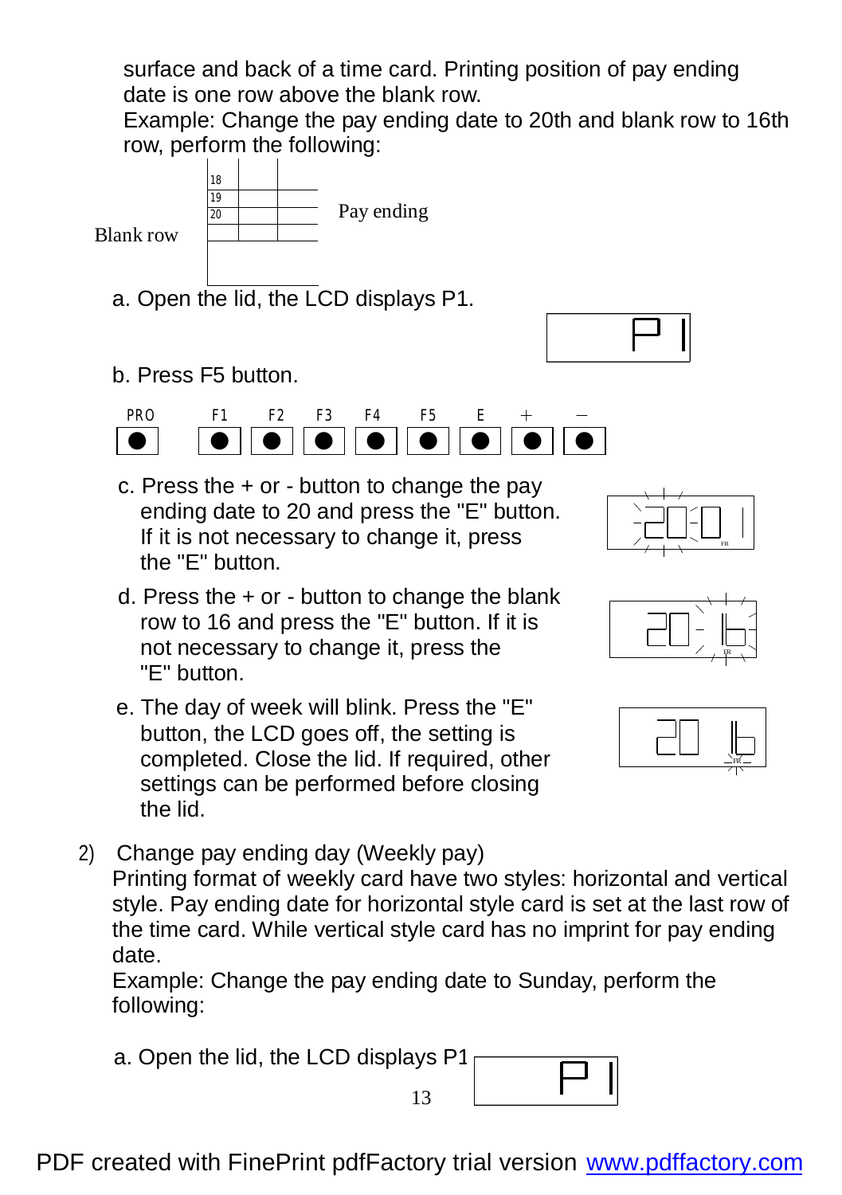surface and back of a time card. Printing position of pay ending date is one row above the blank row.

Example: Change the pay ending date to 20th and blank row to 16th row, perform the following:

| 18 | | |
|---|---|---|
| 19 | | |
| 20 | | |
| | | |

Blank row — Pay ending

a. Open the lid, the LCD displays P1.

b. Press F5 button.

PRO F1 F2 F3 F4 F5 E + −

c. Press the + or - button to change the pay ending date to 20 and press the "E" button. If it is not necessary to change it, press the "E" button.

d. Press the + or - button to change the blank row to 16 and press the "E" button. If it is not necessary to change it, press the "E" button.

e. The day of week will blink. Press the "E" button, the LCD goes off, the setting is completed. Close the lid. If required, other settings can be performed before closing the lid.

2) Change pay ending day (Weekly pay)

Printing format of weekly card have two styles: horizontal and vertical style. Pay ending date for horizontal style card is set at the last row of the time card. While vertical style card has no imprint for pay ending date.

Example: Change the pay ending date to Sunday, perform the following:

a. Open the lid, the LCD displays P1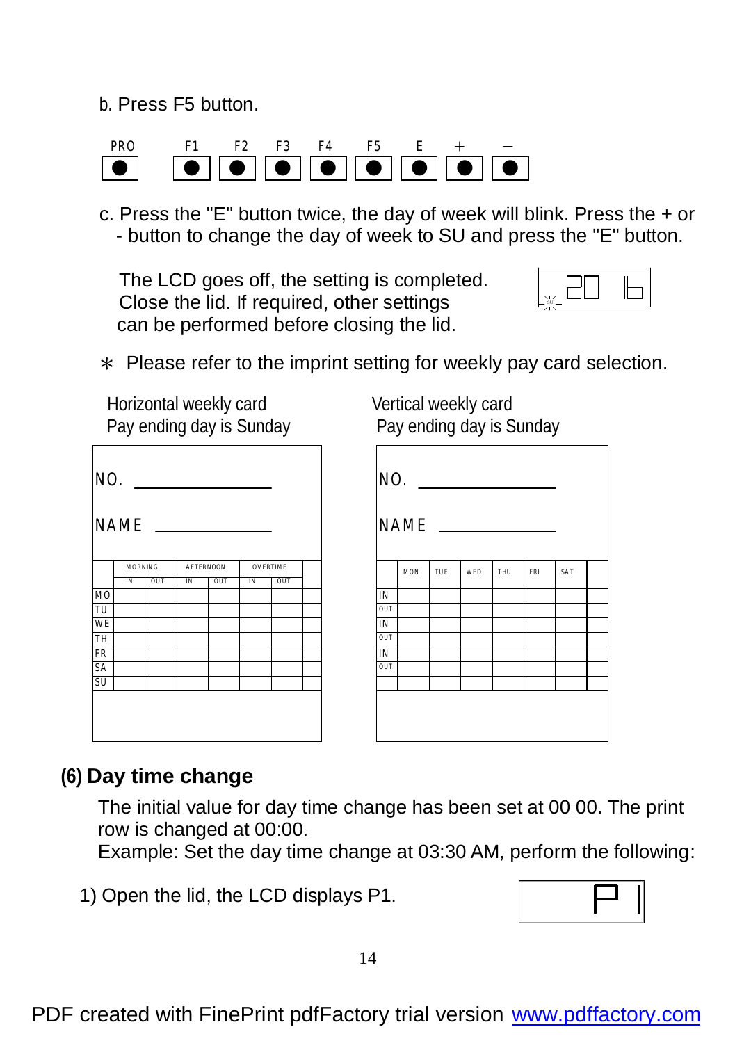b. Press F5 button.

| PRO | F1 | F2 | F3 | F4 | F5 | E | + | − |
|---|---|---|---|---|---|---|---|---|
| ● | ● | ● | ● | ● | ● | ● | ● | ● |

c. Press the "E" button twice, the day of week will blink. Press the + or - button to change the day of week to SU and press the "E" button.

The LCD goes off, the setting is completed. Close the lid. If required, other settings can be performed before closing the lid.

SU 20 16

∗ Please refer to the imprint setting for weekly pay card selection.

Horizontal weekly card
Pay ending day is Sunday

NO. ____________

NAME ____________

| | MORNING | | AFTERNOON | | OVERTIME | | |
|---|---|---|---|---|---|---|---|
| | IN | OUT | IN | OUT | IN | OUT | |
| MO | | | | | | | |
| TU | | | | | | | |
| WE | | | | | | | |
| TH | | | | | | | |
| FR | | | | | | | |
| SA | | | | | | | |
| SU | | | | | | | |

Vertical weekly card
Pay ending day is Sunday

NO. ____________

NAME ____________

| | MON | TUE | WED | THU | FRI | SAT | |
|---|---|---|---|---|---|---|---|
| IN | | | | | | | |
| OUT | | | | | | | |
| IN | | | | | | | |
| OUT | | | | | | | |
| IN | | | | | | | |
| OUT | | | | | | | |
| | | | | | | | |

## (6) Day time change

The initial value for day time change has been set at 00 00. The print row is changed at 00:00.
Example: Set the day time change at 03:30 AM, perform the following:

1) Open the lid, the LCD displays P1.

P 1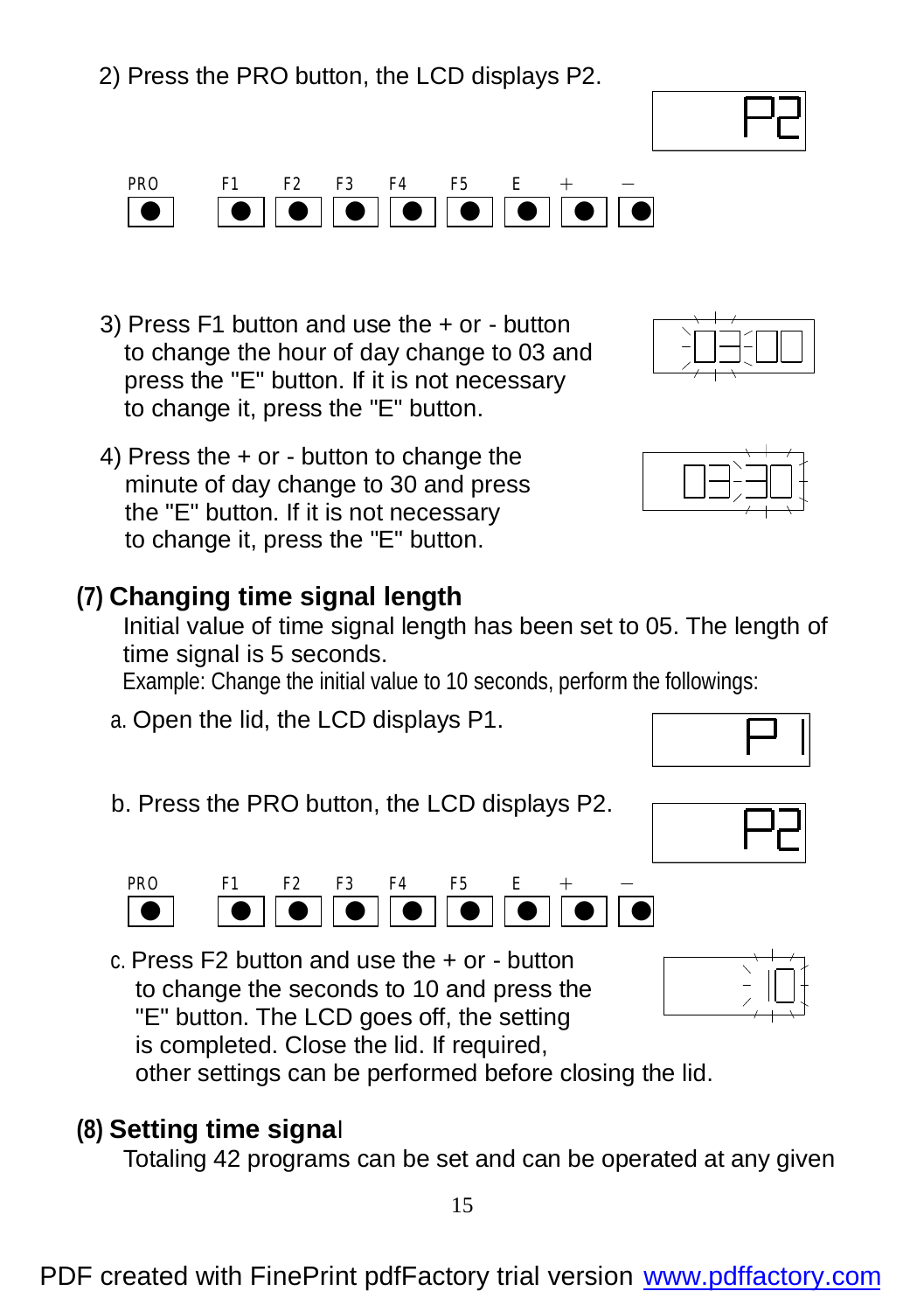2) Press the PRO button, the LCD displays P2.

P2

PRO F1 F2 F3 F4 F5 E + −

3) Press F1 button and use the + or - button to change the hour of day change to 03 and press the "E" button. If it is not necessary to change it, press the "E" button.

03:00

4) Press the + or - button to change the minute of day change to 30 and press the "E" button. If it is not necessary to change it, press the "E" button.

03:30

## (7) Changing time signal length

Initial value of time signal length has been set to 05. The length of time signal is 5 seconds.

Example: Change the initial value to 10 seconds, perform the followings:

a. Open the lid, the LCD displays P1.

P 1

b. Press the PRO button, the LCD displays P2.

P2

PRO F1 F2 F3 F4 F5 E + −

c. Press F2 button and use the + or - button to change the seconds to 10 and press the "E" button. The LCD goes off, the setting is completed. Close the lid. If required, other settings can be performed before closing the lid.

10

## (8) Setting time signal

Totaling 42 programs can be set and can be operated at any given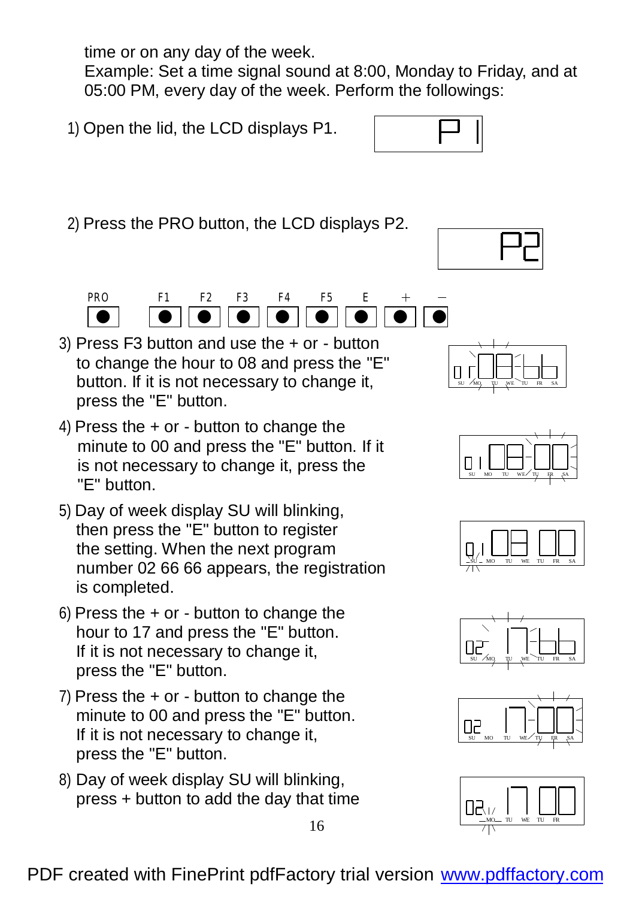time or on any day of the week.
Example: Set a time signal sound at 8:00, Monday to Friday, and at 05:00 PM, every day of the week. Perform the followings:

1) Open the lid, the LCD displays P1.

2) Press the PRO button, the LCD displays P2.

PRO F1 F2 F3 F4 F5 E + −

3) Press F3 button and use the + or - button to change the hour to 08 and press the "E" button. If it is not necessary to change it, press the "E" button.

4) Press the + or - button to change the minute to 00 and press the "E" button. If it is not necessary to change it, press the "E" button.

5) Day of week display SU will blinking, then press the "E" button to register the setting. When the next program number 02 66 66 appears, the registration is completed.

6) Press the + or - button to change the hour to 17 and press the "E" button. If it is not necessary to change it, press the "E" button.

7) Press the + or - button to change the minute to 00 and press the "E" button. If it is not necessary to change it, press the "E" button.

8) Day of week display SU will blinking, press + button to add the day that time

PDF created with FinePrint pdfFactory trial version www.pdffactory.com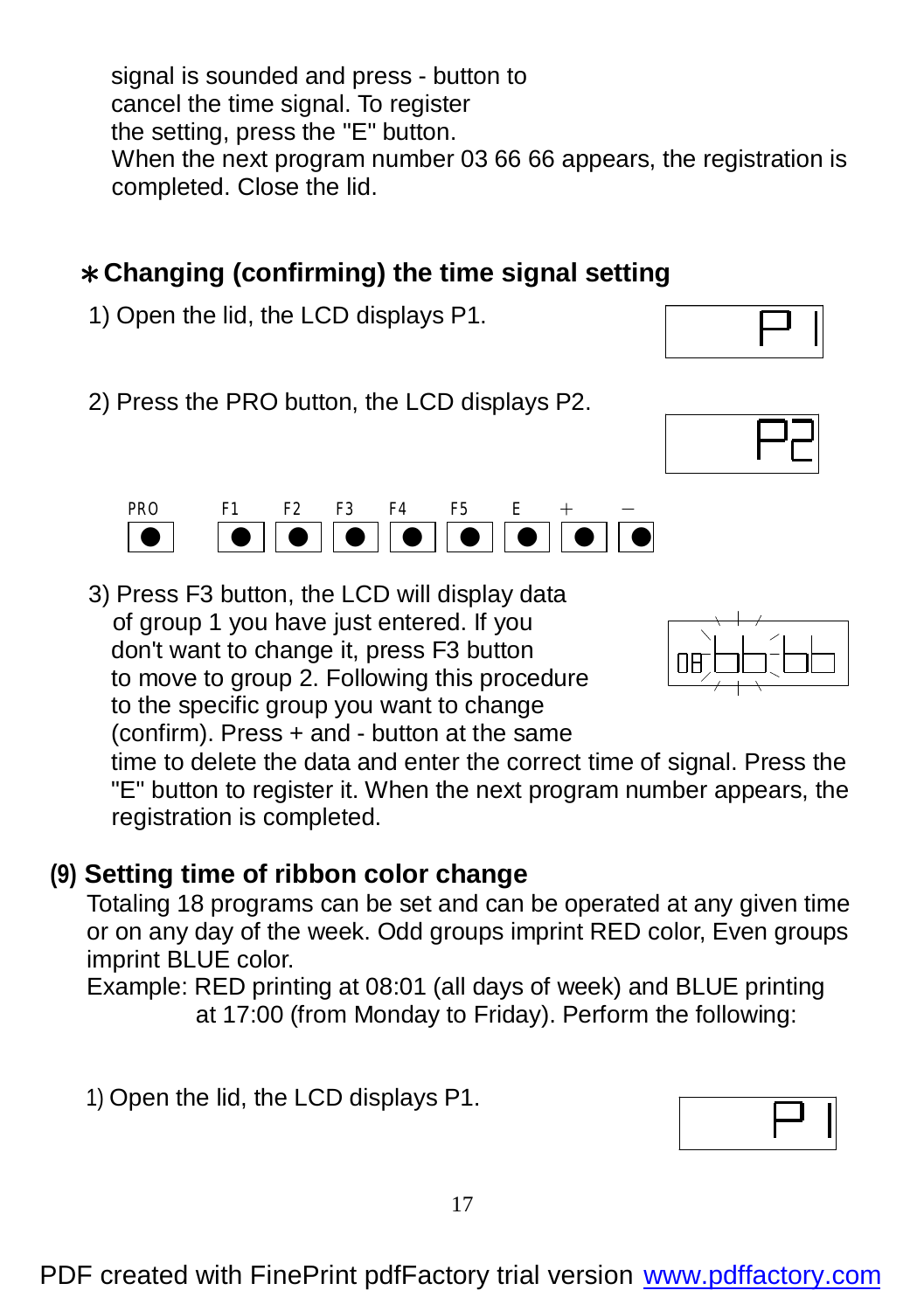signal is sounded and press - button to cancel the time signal. To register the setting, press the "E" button.
When the next program number 03 66 66 appears, the registration is completed. Close the lid.

### ∗Changing (confirming) the time signal setting

1) Open the lid, the LCD displays P1.

2) Press the PRO button, the LCD displays P2.

PRO F1 F2 F3 F4 F5 E + −

3) Press F3 button, the LCD will display data of group 1 you have just entered. If you don't want to change it, press F3 button to move to group 2. Following this procedure to the specific group you want to change (confirm). Press + and - button at the same time to delete the data and enter the correct time of signal. Press the "E" button to register it. When the next program number appears, the registration is completed.

## (9) Setting time of ribbon color change

Totaling 18 programs can be set and can be operated at any given time or on any day of the week. Odd groups imprint RED color, Even groups imprint BLUE color.
Example: RED printing at 08:01 (all days of week) and BLUE printing at 17:00 (from Monday to Friday). Perform the following:

1) Open the lid, the LCD displays P1.

PDF created with FinePrint pdfFactory trial version www.pdffactory.com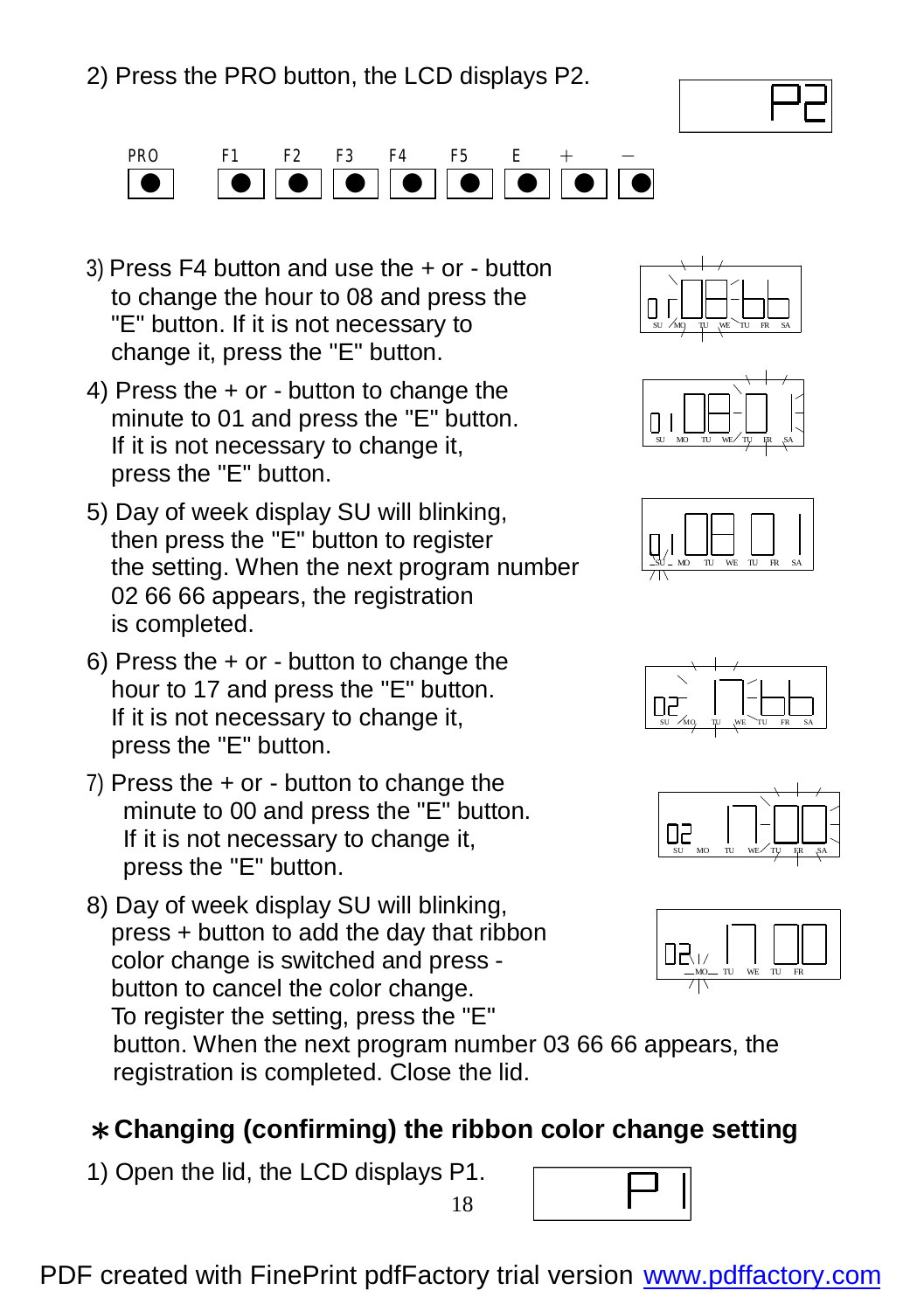2) Press the PRO button, the LCD displays P2.

PRO F1 F2 F3 F4 F5 E + −

3) Press F4 button and use the + or - button to change the hour to 08 and press the "E" button. If it is not necessary to change it, press the "E" button.

4) Press the + or - button to change the minute to 01 and press the "E" button. If it is not necessary to change it, press the "E" button.

5) Day of week display SU will blinking, then press the "E" button to register the setting. When the next program number 02 66 66 appears, the registration is completed.

6) Press the + or - button to change the hour to 17 and press the "E" button. If it is not necessary to change it, press the "E" button.

7) Press the + or - button to change the minute to 00 and press the "E" button. If it is not necessary to change it, press the "E" button.

8) Day of week display SU will blinking, press + button to add the day that ribbon color change is switched and press - button to cancel the color change. To register the setting, press the "E" button. When the next program number 03 66 66 appears, the registration is completed. Close the lid.

## ∗Changing (confirming) the ribbon color change setting

1) Open the lid, the LCD displays P1.

PDF created with FinePrint pdfFactory trial version www.pdffactory.com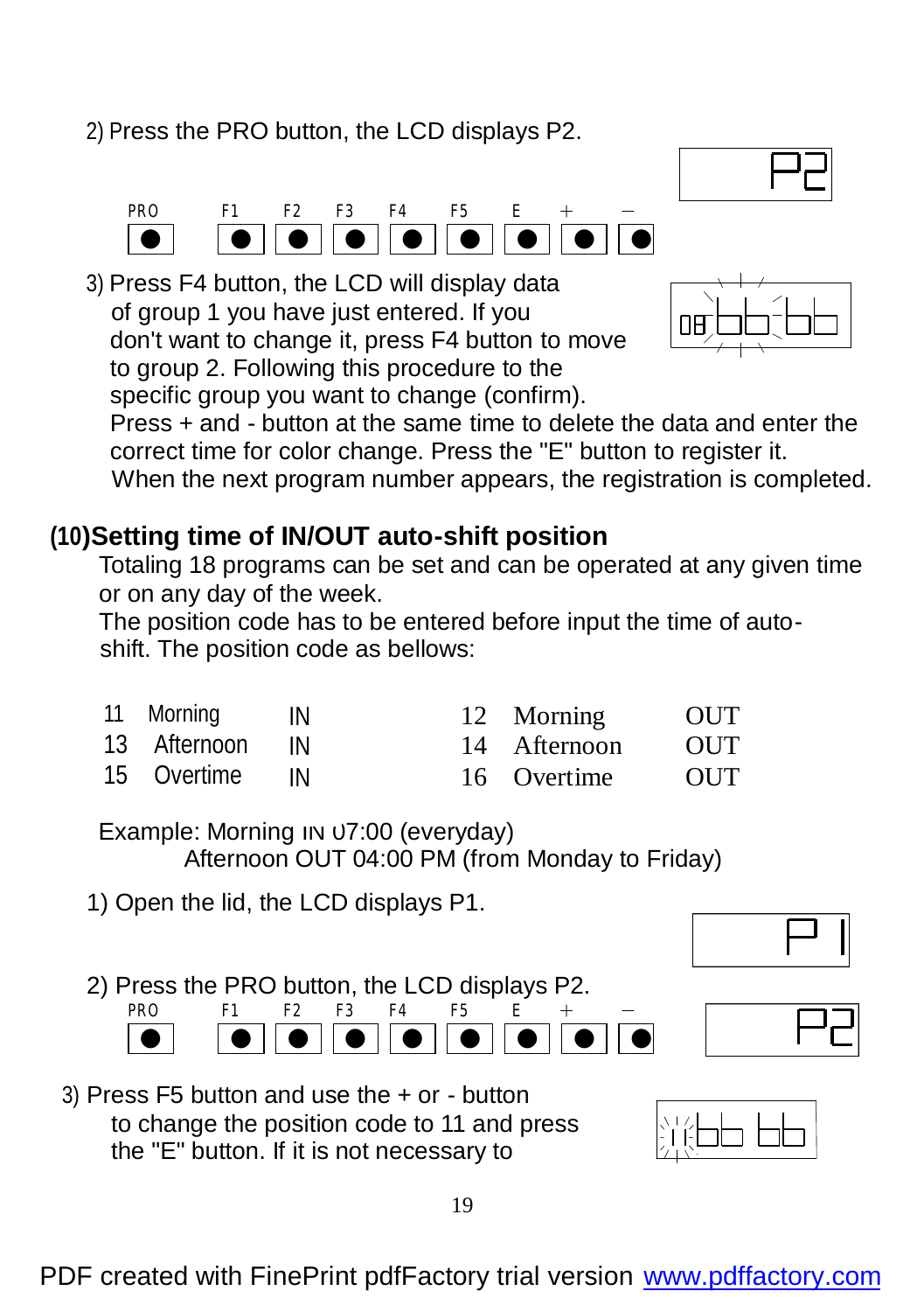2) Press the PRO button, the LCD displays P2.

PRO F1 F2 F3 F4 F5 E + −

3) Press F4 button, the LCD will display data of group 1 you have just entered. If you don't want to change it, press F4 button to move to group 2. Following this procedure to the specific group you want to change (confirm).
Press + and - button at the same time to delete the data and enter the correct time for color change. Press the "E" button to register it.
When the next program number appears, the registration is completed.

## (10)Setting time of IN/OUT auto-shift position

Totaling 18 programs can be set and can be operated at any given time or on any day of the week.
The position code has to be entered before input the time of auto-shift. The position code as bellows:

| | | | | | |
|---|---|---|---|---|---|
| 11 | Morning | IN | 12 | Morning | OUT |
| 13 | Afternoon | IN | 14 | Afternoon | OUT |
| 15 | Overtime | IN | 16 | Overtime | OUT |

Example: Morning IN 07:00 (everyday)
Afternoon OUT 04:00 PM (from Monday to Friday)

1) Open the lid, the LCD displays P1.

2) Press the PRO button, the LCD displays P2.

PRO F1 F2 F3 F4 F5 E + −

3) Press F5 button and use the + or - button to change the position code to 11 and press the "E" button. If it is not necessary to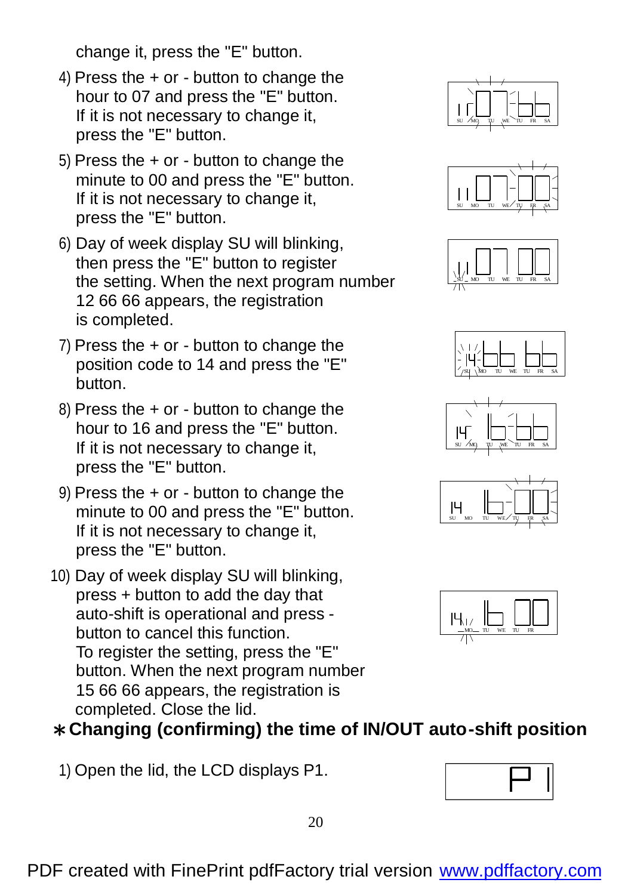change it, press the "E" button.

4) Press the + or - button to change the hour to 07 and press the "E" button. If it is not necessary to change it, press the "E" button.

5) Press the + or - button to change the minute to 00 and press the "E" button. If it is not necessary to change it, press the "E" button.

6) Day of week display SU will blinking, then press the "E" button to register the setting. When the next program number 12 66 66 appears, the registration is completed.

7) Press the + or - button to change the position code to 14 and press the "E" button.

8) Press the + or - button to change the hour to 16 and press the "E" button. If it is not necessary to change it, press the "E" button.

9) Press the + or - button to change the minute to 00 and press the "E" button. If it is not necessary to change it, press the "E" button.

10) Day of week display SU will blinking, press + button to add the day that auto-shift is operational and press - button to cancel this function. To register the setting, press the "E" button. When the next program number 15 66 66 appears, the registration is completed. Close the lid.

## ∗Changing (confirming) the time of IN/OUT auto-shift position

1) Open the lid, the LCD displays P1.

PDF created with FinePrint pdfFactory trial version www.pdffactory.com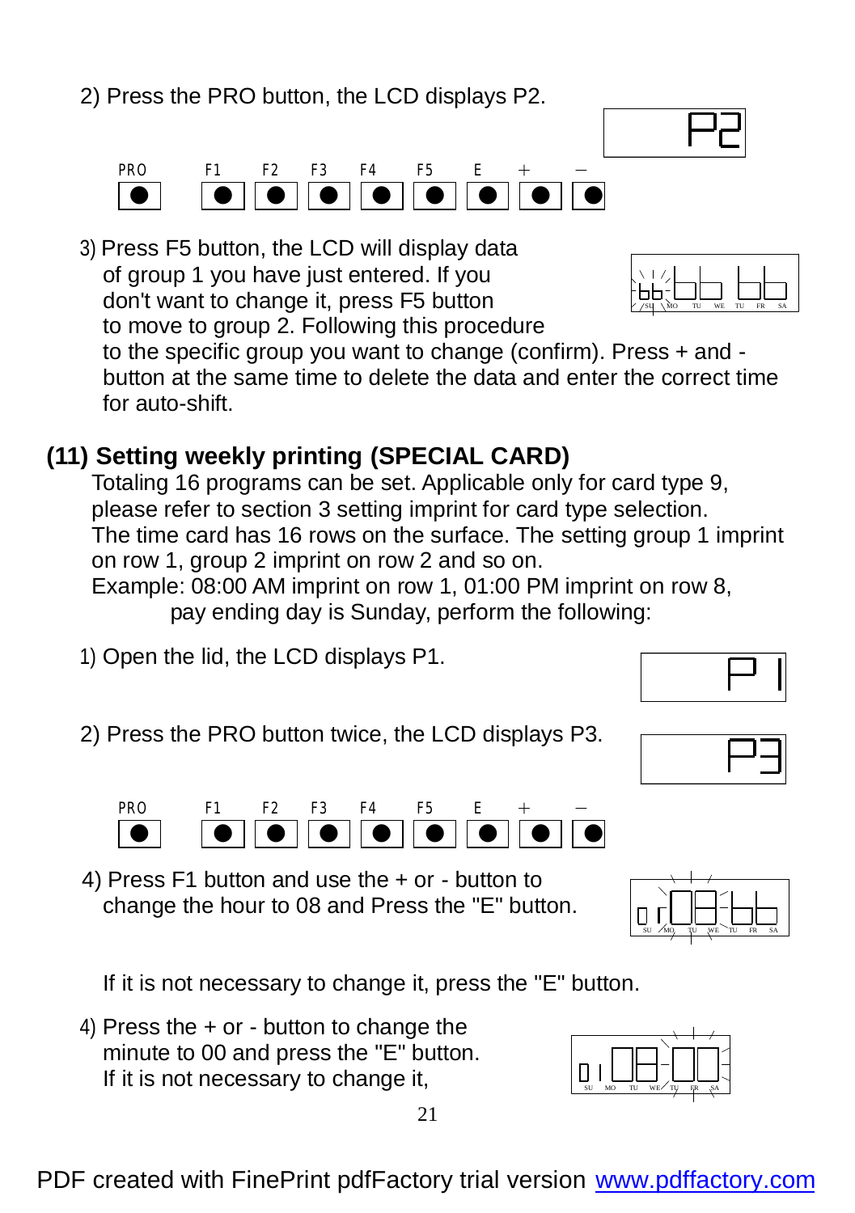2) Press the PRO button, the LCD displays P2.

PRO F1 F2 F3 F4 F5 E + −

3) Press F5 button, the LCD will display data of group 1 you have just entered. If you don't want to change it, press F5 button to move to group 2. Following this procedure to the specific group you want to change (confirm). Press + and - button at the same time to delete the data and enter the correct time for auto-shift.

## (11) Setting weekly printing (SPECIAL CARD)

Totaling 16 programs can be set. Applicable only for card type 9, please refer to section 3 setting imprint for card type selection.
The time card has 16 rows on the surface. The setting group 1 imprint on row 1, group 2 imprint on row 2 and so on.
Example: 08:00 AM imprint on row 1, 01:00 PM imprint on row 8, pay ending day is Sunday, perform the following:

1) Open the lid, the LCD displays P1.

2) Press the PRO button twice, the LCD displays P3.

PRO F1 F2 F3 F4 F5 E + −

4) Press F1 button and use the + or - button to change the hour to 08 and Press the "E" button.

If it is not necessary to change it, press the "E" button.

4) Press the + or - button to change the minute to 00 and press the "E" button. If it is not necessary to change it,

PDF created with FinePrint pdfFactory trial version www.pdffactory.com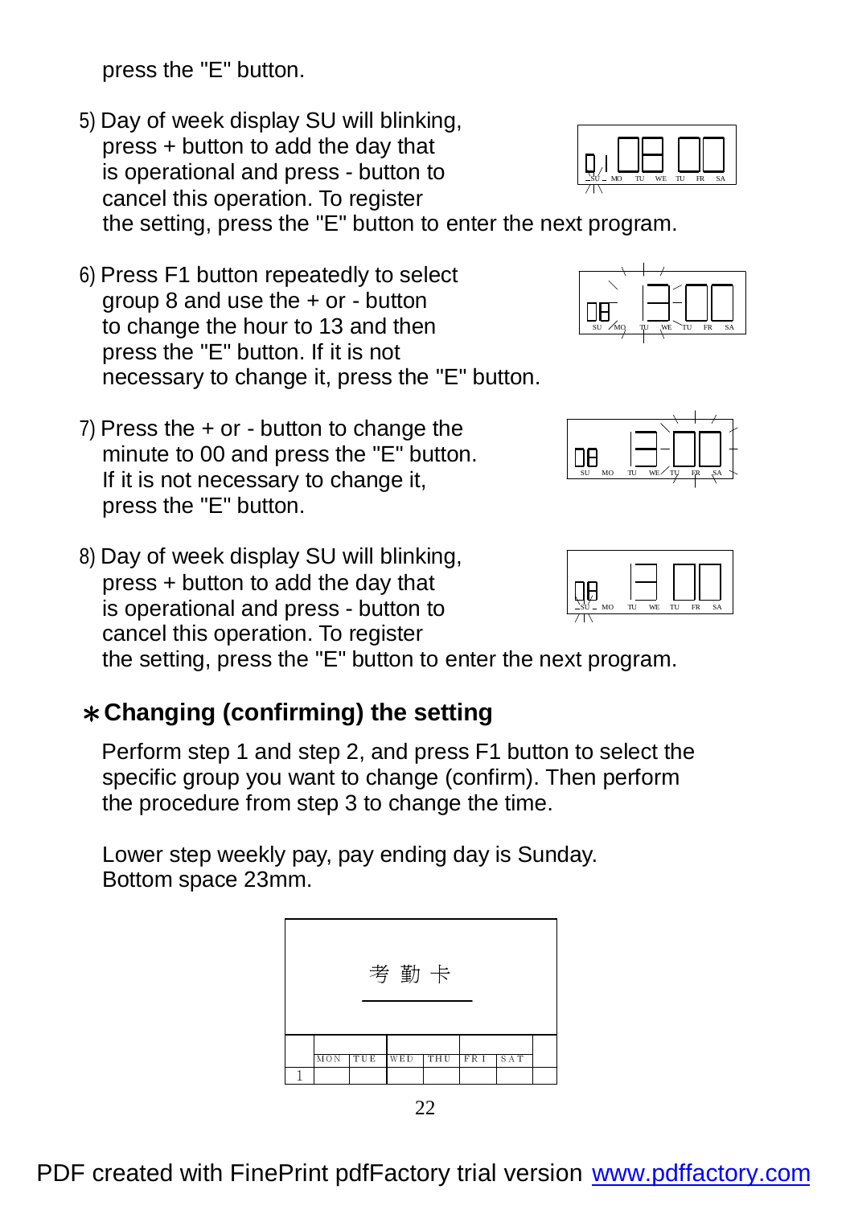press the "E" button.

5) Day of week display SU will blinking, press + button to add the day that is operational and press - button to cancel this operation. To register the setting, press the "E" button to enter the next program.

6) Press F1 button repeatedly to select group 8 and use the + or - button to change the hour to 13 and then press the "E" button. If it is not necessary to change it, press the "E" button.

7) Press the + or - button to change the minute to 00 and press the "E" button. If it is not necessary to change it, press the "E" button.

8) Day of week display SU will blinking, press + button to add the day that is operational and press - button to cancel this operation. To register the setting, press the "E" button to enter the next program.

## ∗Changing (confirming) the setting

Perform step 1 and step 2, and press F1 button to select the specific group you want to change (confirm). Then perform the procedure from step 3 to change the time.

Lower step weekly pay, pay ending day is Sunday.
Bottom space 23mm.

考 勤 卡

|  | MON | TUE | WED | THU | FRI | SAT |  |
|---|---|---|---|---|---|---|---|
| 1 |  |  |  |  |  |  |  |

PDF created with FinePrint pdfFactory trial version www.pdffactory.com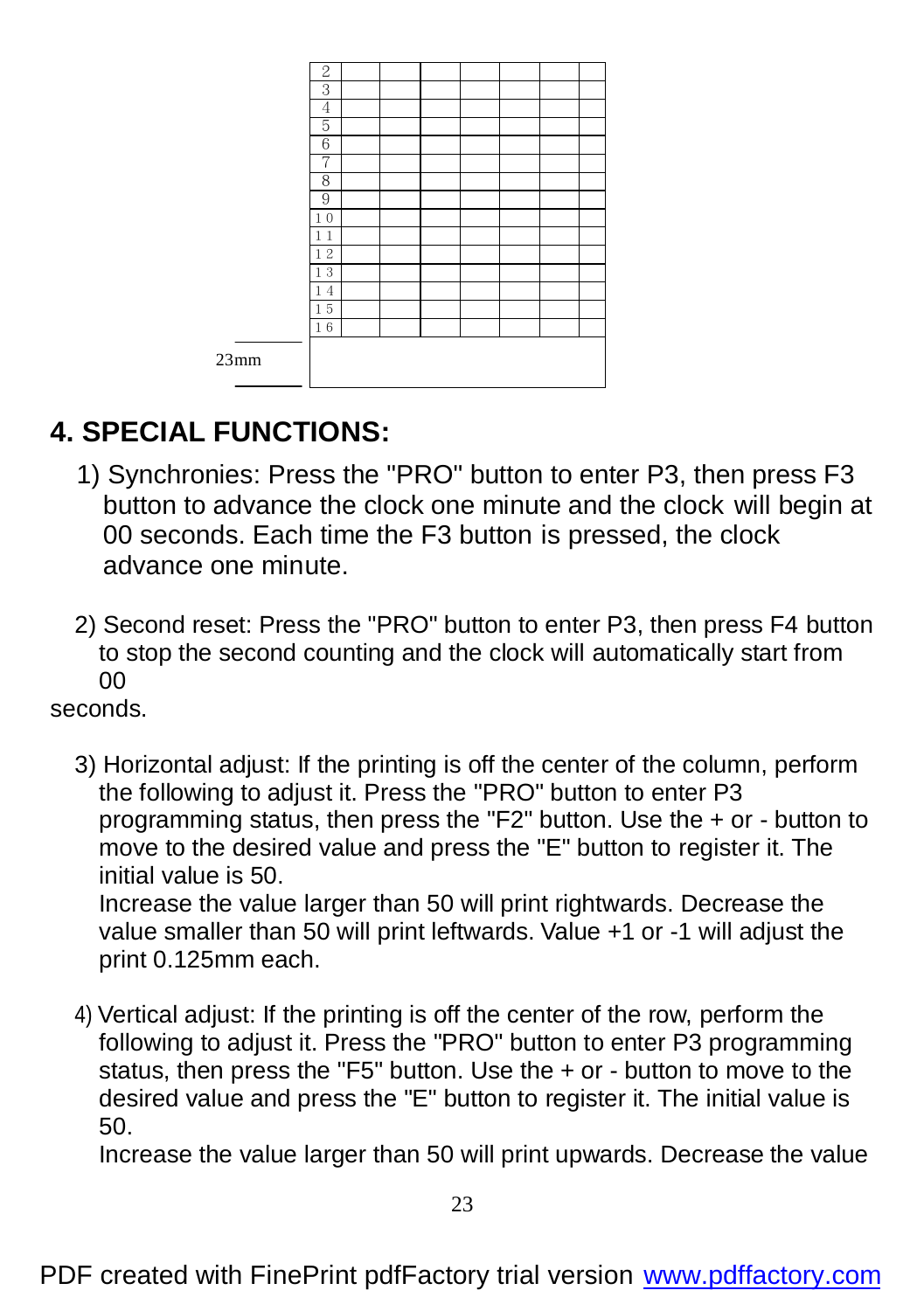| 2 | | | | | | | |
|---|---|---|---|---|---|---|---|
| 3 | | | | | | | |
| 4 | | | | | | | |
| 5 | | | | | | | |
| 6 | | | | | | | |
| 7 | | | | | | | |
| 8 | | | | | | | |
| 9 | | | | | | | |
| 10 | | | | | | | |
| 11 | | | | | | | |
| 12 | | | | | | | |
| 13 | | | | | | | |
| 14 | | | | | | | |
| 15 | | | | | | | |
| 16 | | | | | | | |

23mm

## 4. SPECIAL FUNCTIONS:

1) Synchronies: Press the "PRO" button to enter P3, then press F3 button to advance the clock one minute and the clock will begin at 00 seconds. Each time the F3 button is pressed, the clock advance one minute.

2) Second reset: Press the "PRO" button to enter P3, then press F4 button to stop the second counting and the clock will automatically start from 00 seconds.

3) Horizontal adjust: If the printing is off the center of the column, perform the following to adjust it. Press the "PRO" button to enter P3 programming status, then press the "F2" button. Use the + or - button to move to the desired value and press the "E" button to register it. The initial value is 50.
Increase the value larger than 50 will print rightwards. Decrease the value smaller than 50 will print leftwards. Value +1 or -1 will adjust the print 0.125mm each.

4) Vertical adjust: If the printing is off the center of the row, perform the following to adjust it. Press the "PRO" button to enter P3 programming status, then press the "F5" button. Use the + or - button to move to the desired value and press the "E" button to register it. The initial value is 50.
Increase the value larger than 50 will print upwards. Decrease the value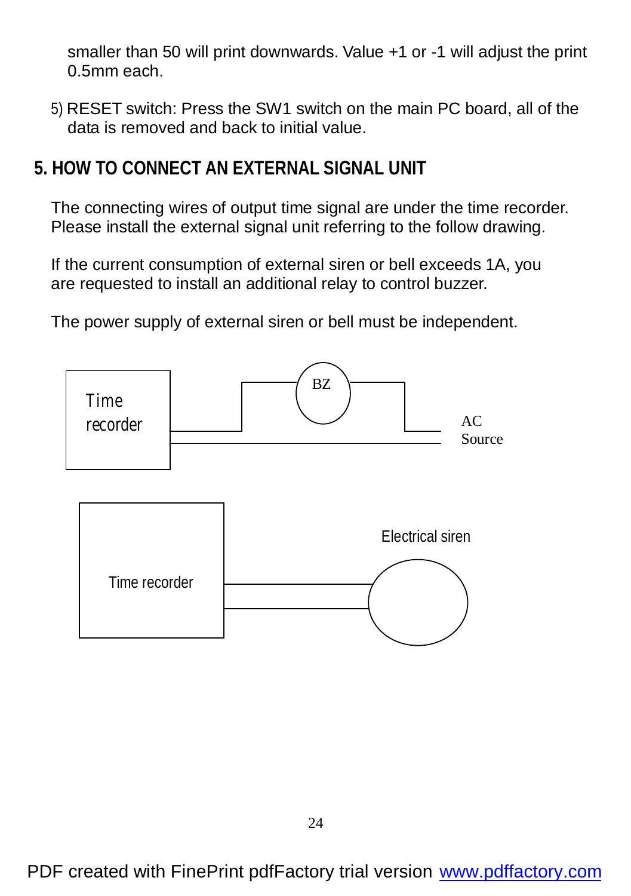smaller than 50 will print downwards. Value +1 or -1 will adjust the print 0.5mm each.

5) RESET switch: Press the SW1 switch on the main PC board, all of the data is removed and back to initial value.

## 5. HOW TO CONNECT AN EXTERNAL SIGNAL UNIT

The connecting wires of output time signal are under the time recorder. Please install the external signal unit referring to the follow drawing.

If the current consumption of external siren or bell exceeds 1A, you are requested to install an additional relay to control buzzer.

The power supply of external siren or bell must be independent.

Time recorder

BZ

AC Source

Time recorder

Electrical siren

PDF created with FinePrint pdfFactory trial version www.pdffactory.com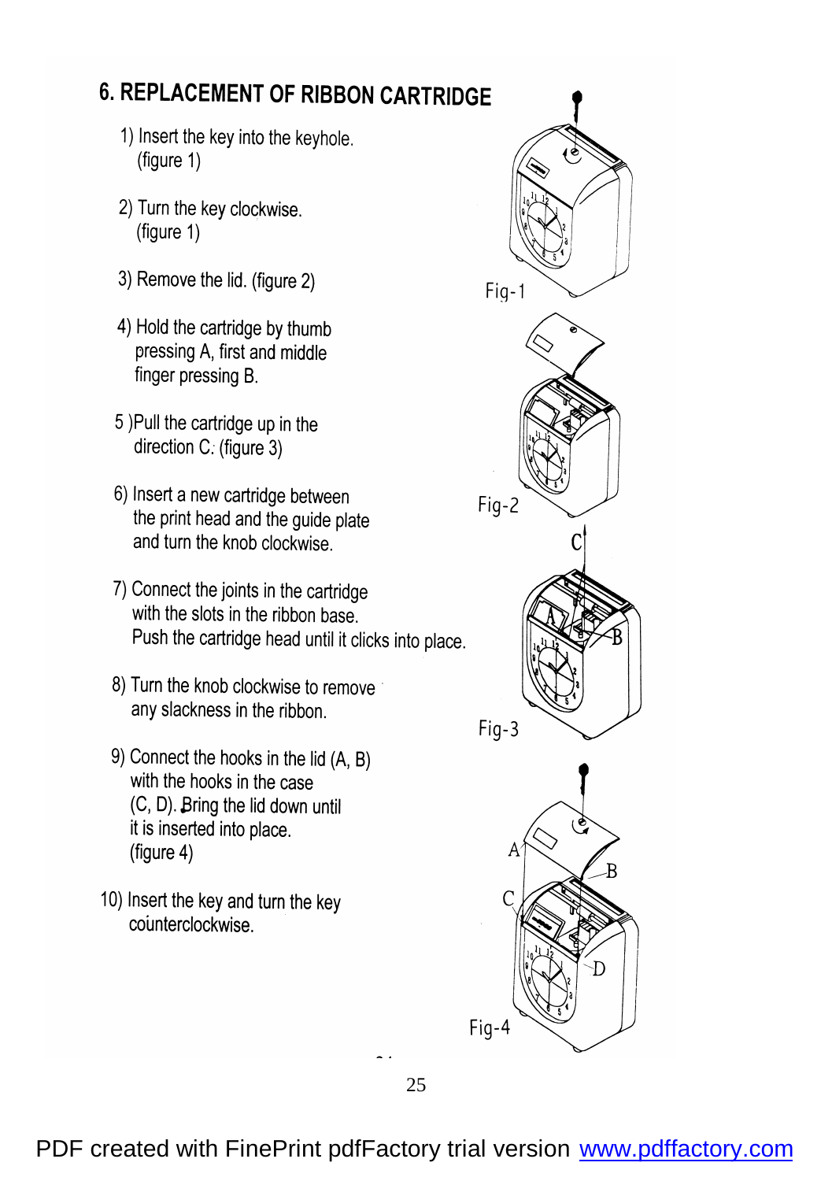## 6. REPLACEMENT OF RIBBON CARTRIDGE

1) Insert the key into the keyhole. (figure 1)

2) Turn the key clockwise. (figure 1)

3) Remove the lid. (figure 2)

4) Hold the cartridge by thumb pressing A, first and middle finger pressing B.

5) Pull the cartridge up in the direction C. (figure 3)

6) Insert a new cartridge between the print head and the guide plate and turn the knob clockwise.

7) Connect the joints in the cartridge with the slots in the ribbon base. Push the cartridge head until it clicks into place.

8) Turn the knob clockwise to remove any slackness in the ribbon.

9) Connect the hooks in the lid (A, B) with the hooks in the case (C, D). Bring the lid down until it is inserted into place. (figure 4)

10) Insert the key and turn the key counterclockwise.

Fig-1

Fig-2

Fig-3

Fig-4

PDF created with FinePrint pdfFactory trial version www.pdffactory.com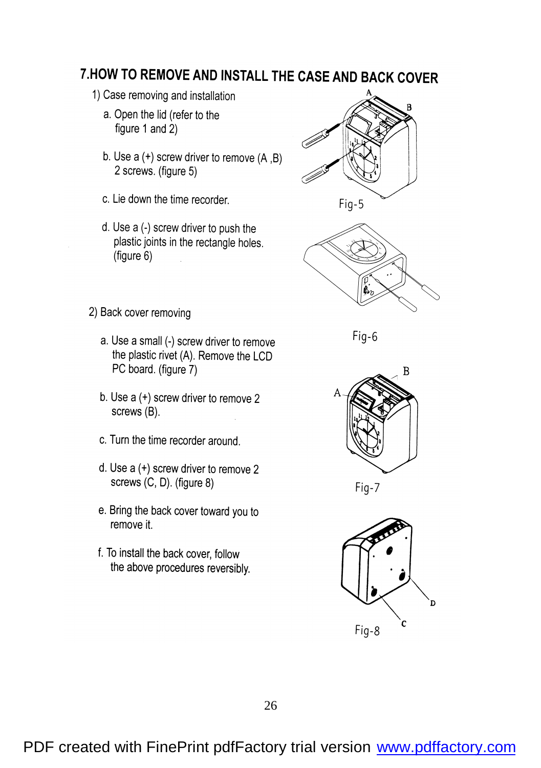# 7.HOW TO REMOVE AND INSTALL THE CASE AND BACK COVER

1) Case removing and installation

a. Open the lid (refer to the figure 1 and 2)

b. Use a (+) screw driver to remove (A ,B) 2 screws. (figure 5)

c. Lie down the time recorder.

d. Use a (-) screw driver to push the plastic joints in the rectangle holes. (figure 6)

Fig-5

Fig-6

2) Back cover removing

a. Use a small (-) screw driver to remove the plastic rivet (A). Remove the LCD PC board. (figure 7)

b. Use a (+) screw driver to remove 2 screws (B).

c. Turn the time recorder around.

d. Use a (+) screw driver to remove 2 screws (C, D). (figure 8)

e. Bring the back cover toward you to remove it.

f. To install the back cover, follow the above procedures reversibly.

Fig-7

Fig-8

PDF created with FinePrint pdfFactory trial version www.pdffactory.com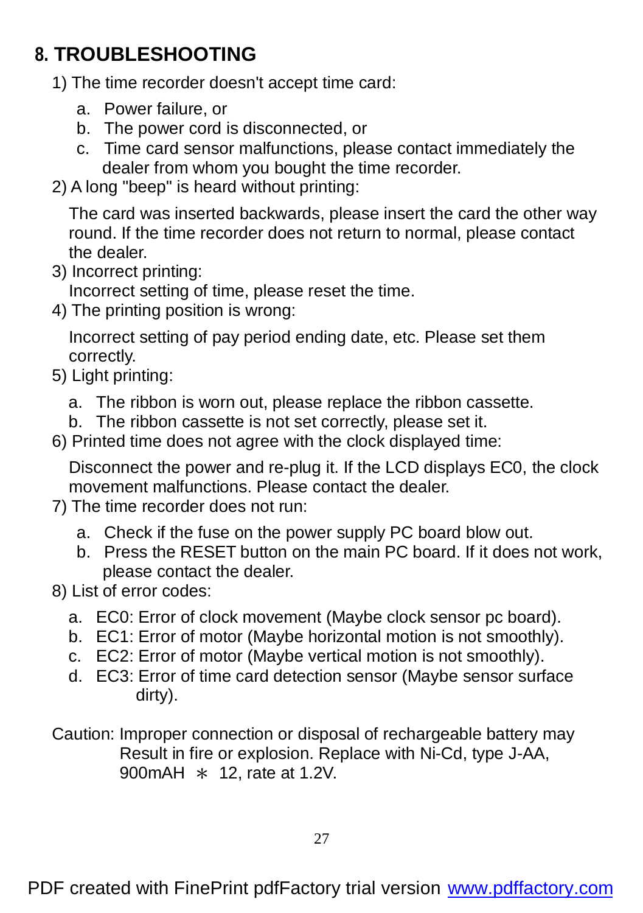# 8. TROUBLESHOOTING

1) The time recorder doesn't accept time card:
   a. Power failure, or
   b. The power cord is disconnected, or
   c. Time card sensor malfunctions, please contact immediately the dealer from whom you bought the time recorder.
2) A long "beep" is heard without printing:

   The card was inserted backwards, please insert the card the other way round. If the time recorder does not return to normal, please contact the dealer.
3) Incorrect printing:
   Incorrect setting of time, please reset the time.
4) The printing position is wrong:

   Incorrect setting of pay period ending date, etc. Please set them correctly.
5) Light printing:
   a. The ribbon is worn out, please replace the ribbon cassette.
   b. The ribbon cassette is not set correctly, please set it.
6) Printed time does not agree with the clock displayed time:

   Disconnect the power and re-plug it. If the LCD displays EC0, the clock movement malfunctions. Please contact the dealer.
7) The time recorder does not run:
   a. Check if the fuse on the power supply PC board blow out.
   b. Press the RESET button on the main PC board. If it does not work, please contact the dealer.
8) List of error codes:
   a. EC0: Error of clock movement (Maybe clock sensor pc board).
   b. EC1: Error of motor (Maybe horizontal motion is not smoothly).
   c. EC2: Error of motor (Maybe vertical motion is not smoothly).
   d. EC3: Error of time card detection sensor (Maybe sensor surface dirty).

Caution: Improper connection or disposal of rechargeable battery may Result in fire or explosion. Replace with Ni-Cd, type J-AA, 900mAH ＊ 12, rate at 1.2V.

PDF created with FinePrint pdfFactory trial version www.pdffactory.com